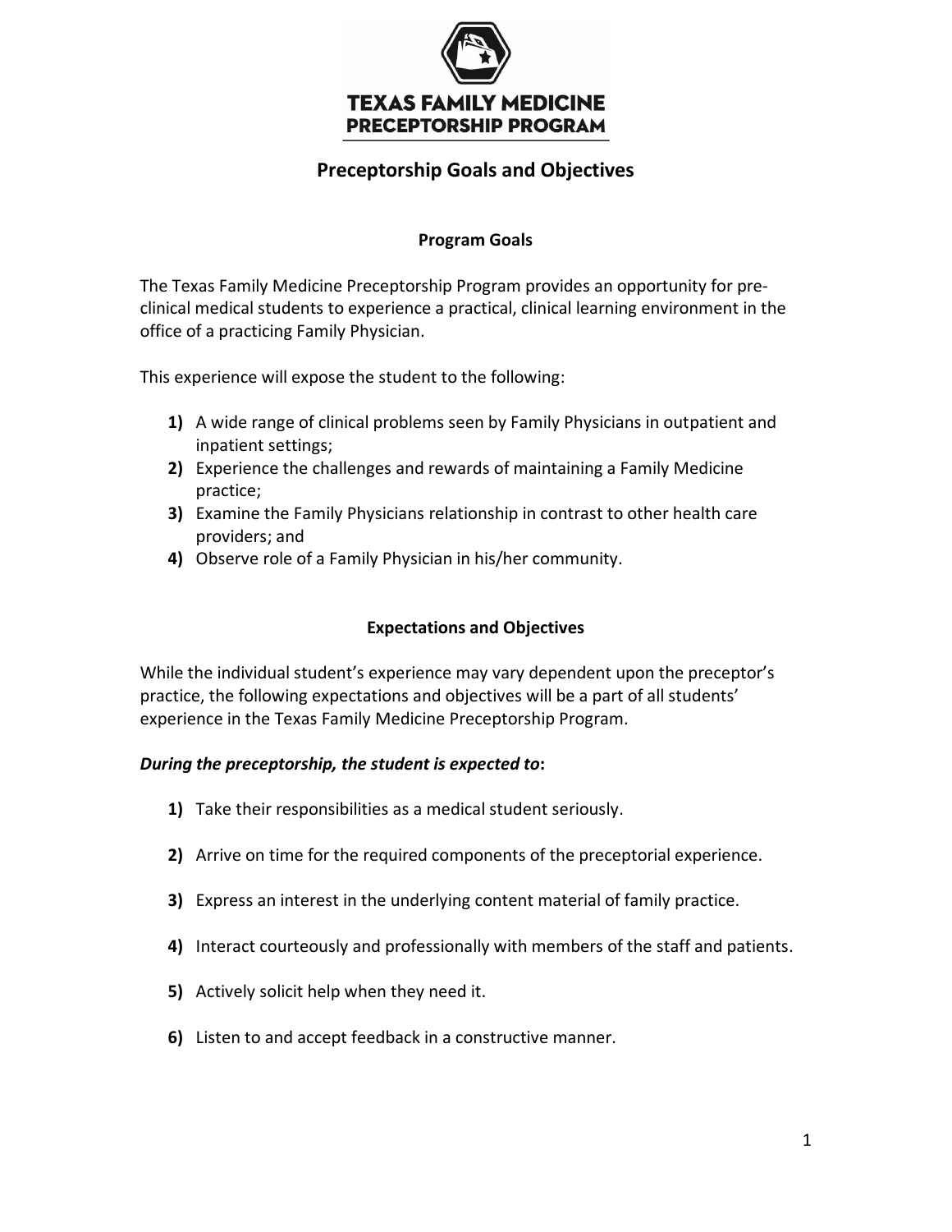TEXAS FAMILY MEDICINE
PRECEPTORSHIP PROGRAM

# Preceptorship Goals and Objectives

## Program Goals

The Texas Family Medicine Preceptorship Program provides an opportunity for pre-clinical medical students to experience a practical, clinical learning environment in the office of a practicing Family Physician.

This experience will expose the student to the following:

1) A wide range of clinical problems seen by Family Physicians in outpatient and inpatient settings;
2) Experience the challenges and rewards of maintaining a Family Medicine practice;
3) Examine the Family Physicians relationship in contrast to other health care providers; and
4) Observe role of a Family Physician in his/her community.

## Expectations and Objectives

While the individual student's experience may vary dependent upon the preceptor's practice, the following expectations and objectives will be a part of all students' experience in the Texas Family Medicine Preceptorship Program.

***During the preceptorship, the student is expected to*:**

1) Take their responsibilities as a medical student seriously.

2) Arrive on time for the required components of the preceptorial experience.

3) Express an interest in the underlying content material of family practice.

4) Interact courteously and professionally with members of the staff and patients.

5) Actively solicit help when they need it.

6) Listen to and accept feedback in a constructive manner.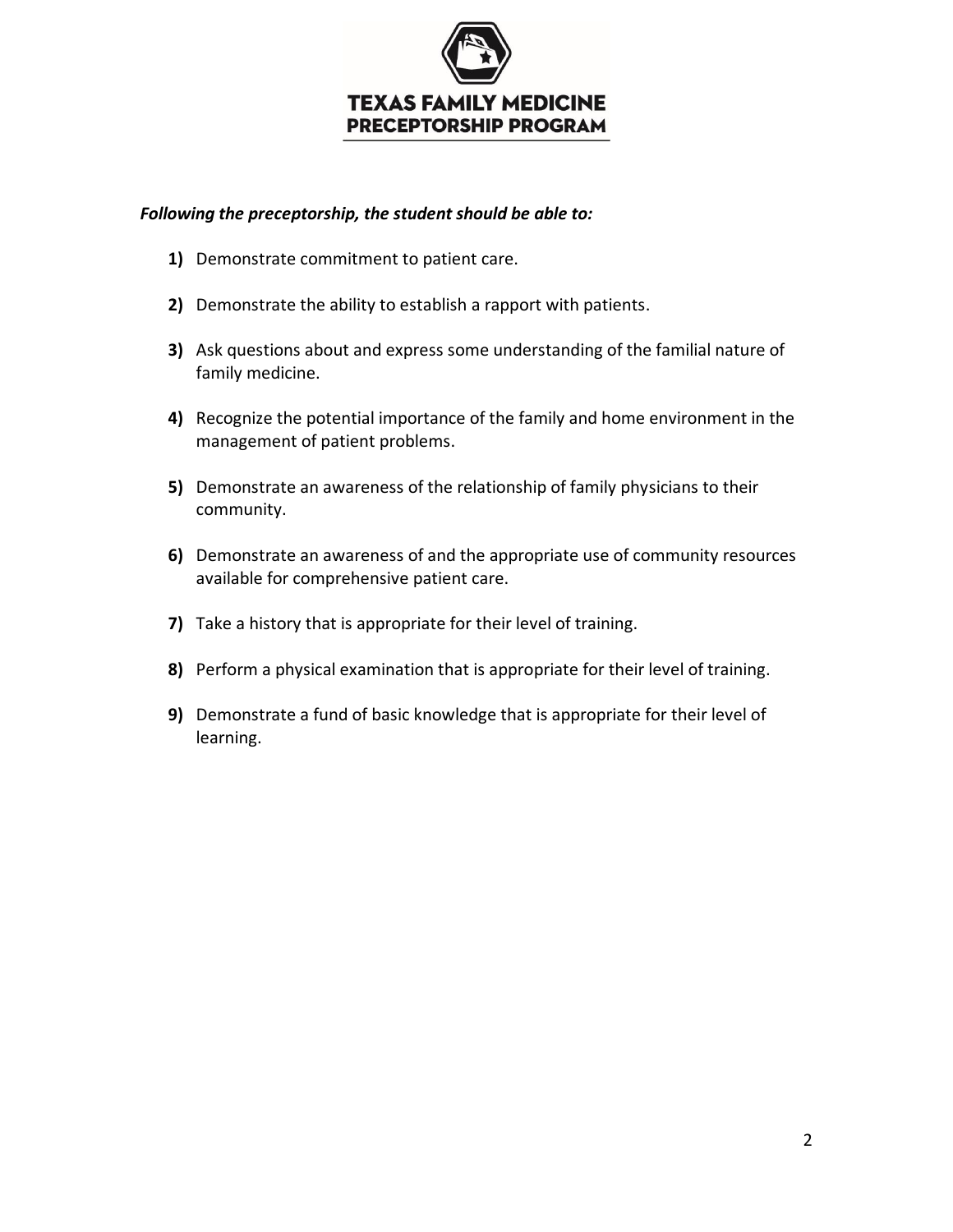TEXAS FAMILY MEDICINE PRECEPTORSHIP PROGRAM

***Following the preceptorship, the student should be able to:***

1) Demonstrate commitment to patient care.
2) Demonstrate the ability to establish a rapport with patients.
3) Ask questions about and express some understanding of the familial nature of family medicine.
4) Recognize the potential importance of the family and home environment in the management of patient problems.
5) Demonstrate an awareness of the relationship of family physicians to their community.
6) Demonstrate an awareness of and the appropriate use of community resources available for comprehensive patient care.
7) Take a history that is appropriate for their level of training.
8) Perform a physical examination that is appropriate for their level of training.
9) Demonstrate a fund of basic knowledge that is appropriate for their level of learning.